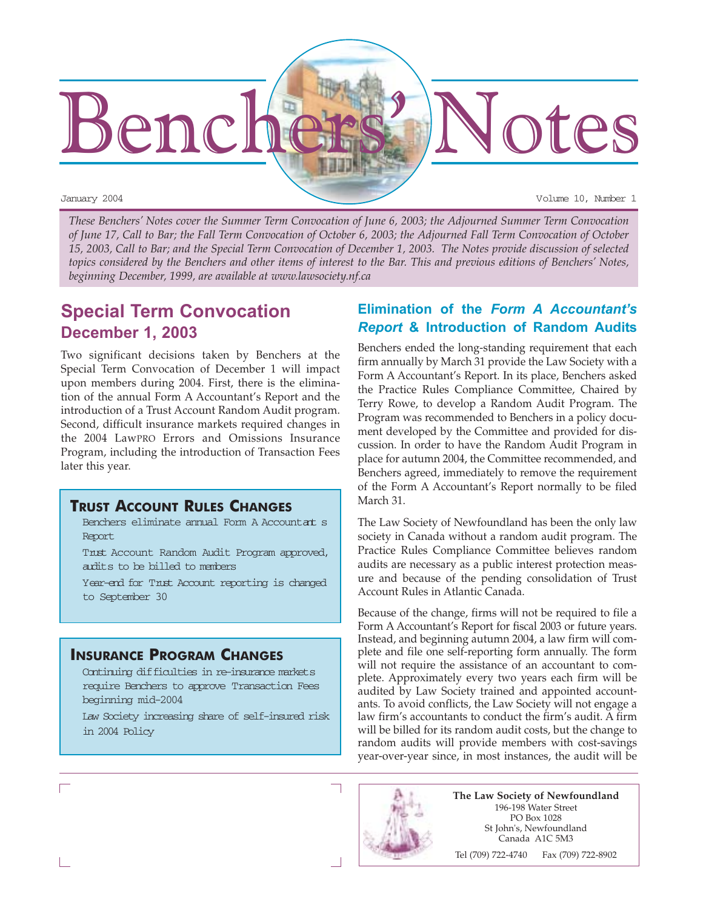# Benchers' Notes

January 2004 Volume 10, Number 1

*These Benchers' Notes cover the Summer Term Convocation of June 6, 2003; the Adjourned Summer Term Convocation of June 17, Call to Bar; the Fall Term Convocation of October 6, 2003; the Adjourned Fall Term Convocation of October 15, 2003, Call to Bar; and the Special Term Convocation of December 1, 2003. The Notes provide discussion of selected topics considered by the Benchers and other items of interest to the Bar. This and previous editions of Benchers' Notes, beginning December, 1999, are available at www.lawsociety.nf.ca*

## Special Term Convocation
### December 1, 2003

Two significant decisions taken by Benchers at the Special Term Convocation of December 1 will impact upon members during 2004. First, there is the elimination of the annual Form A Accountant's Report and the introduction of a Trust Account Random Audit program. Second, difficult insurance markets required changes in the 2004 LawPRO Errors and Omissions Insurance Program, including the introduction of Transaction Fees later this year.

> **TRUST ACCOUNT RULES CHANGES**
>
> Benchers eliminate annual Form A Accountant's Report
>
> Trust Account Random Audit Program approved, audits to be billed to members
>
> Year-end for Trust Account reporting is changed to September 30

> **INSURANCE PROGRAM CHANGES**
>
> Continuing difficulties in re-insurance markets require Benchers to approve Transaction Fees beginning mid-2004
>
> Law Society increasing share of self-insured risk in 2004 Policy

### Elimination of the *Form A Accountant's Report* & Introduction of Random Audits

Benchers ended the long-standing requirement that each firm annually by March 31 provide the Law Society with a Form A Accountant's Report. In its place, Benchers asked the Practice Rules Compliance Committee, Chaired by Terry Rowe, to develop a Random Audit Program. The Program was recommended to Benchers in a policy document developed by the Committee and provided for discussion. In order to have the Random Audit Program in place for autumn 2004, the Committee recommended, and Benchers agreed, immediately to remove the requirement of the Form A Accountant's Report normally to be filed March 31.

The Law Society of Newfoundland has been the only law society in Canada without a random audit program. The Practice Rules Compliance Committee believes random audits are necessary as a public interest protection measure and because of the pending consolidation of Trust Account Rules in Atlantic Canada.

Because of the change, firms will not be required to file a Form A Accountant's Report for fiscal 2003 or future years. Instead, and beginning autumn 2004, a law firm will complete and file one self-reporting form annually. The form will not require the assistance of an accountant to complete. Approximately every two years each firm will be audited by Law Society trained and appointed accountants. To avoid conflicts, the Law Society will not engage a law firm's accountants to conduct the firm's audit. A firm will be billed for its random audit costs, but the change to random audits will provide members with cost-savings year-over-year since, in most instances, the audit will be

**The Law Society of Newfoundland**
196-198 Water Street
PO Box 1028
St John's, Newfoundland
Canada A1C 5M3
Tel (709) 722-4740 Fax (709) 722-8902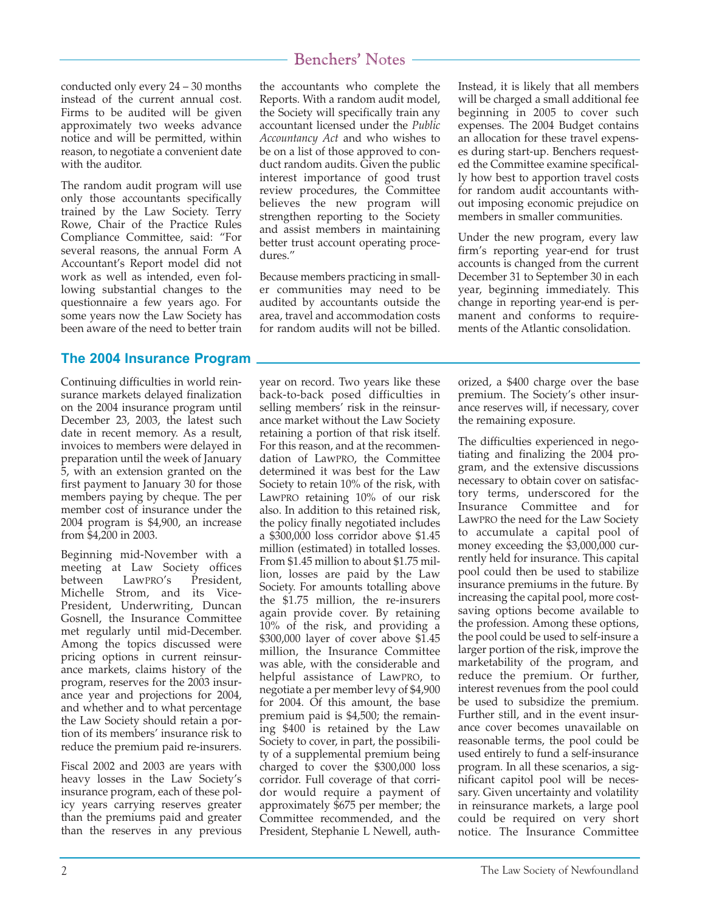conducted only every 24 – 30 months instead of the current annual cost. Firms to be audited will be given approximately two weeks advance notice and will be permitted, within reason, to negotiate a convenient date with the auditor.

The random audit program will use only those accountants specifically trained by the Law Society. Terry Rowe, Chair of the Practice Rules Compliance Committee, said: "For several reasons, the annual Form A Accountant's Report model did not work as well as intended, even following substantial changes to the questionnaire a few years ago. For some years now the Law Society has been aware of the need to better train the accountants who complete the Reports. With a random audit model, the Society will specifically train any accountant licensed under the *Public Accountancy Act* and who wishes to be on a list of those approved to conduct random audits. Given the public interest importance of good trust review procedures, the Committee believes the new program will strengthen reporting to the Society and assist members in maintaining better trust account operating procedures."

Because members practicing in smaller communities may need to be audited by accountants outside the area, travel and accommodation costs for random audits will not be billed. Instead, it is likely that all members will be charged a small additional fee beginning in 2005 to cover such expenses. The 2004 Budget contains an allocation for these travel expenses during start-up. Benchers requested the Committee examine specifically how best to apportion travel costs for random audit accountants without imposing economic prejudice on members in smaller communities.

Under the new program, every law firm's reporting year-end for trust accounts is changed from the current December 31 to September 30 in each year, beginning immediately. This change in reporting year-end is permanent and conforms to requirements of the Atlantic consolidation.

## The 2004 Insurance Program

Continuing difficulties in world reinsurance markets delayed finalization on the 2004 insurance program until December 23, 2003, the latest such date in recent memory. As a result, invoices to members were delayed in preparation until the week of January 5, with an extension granted on the first payment to January 30 for those members paying by cheque. The per member cost of insurance under the 2004 program is $4,900, an increase from $4,200 in 2003.

Beginning mid-November with a meeting at Law Society offices between LawPRO's President, Michelle Strom, and its Vice-President, Underwriting, Duncan Gosnell, the Insurance Committee met regularly until mid-December. Among the topics discussed were pricing options in current reinsurance markets, claims history of the program, reserves for the 2003 insurance year and projections for 2004, and whether and to what percentage the Law Society should retain a portion of its members' insurance risk to reduce the premium paid re-insurers.

Fiscal 2002 and 2003 are years with heavy losses in the Law Society's insurance program, each of these policy years carrying reserves greater than the premiums paid and greater than the reserves in any previous year on record. Two years like these back-to-back posed difficulties in selling members' risk in the reinsurance market without the Law Society retaining a portion of that risk itself. For this reason, and at the recommendation of LawPRO, the Committee determined it was best for the Law Society to retain 10% of the risk, with LawPRO retaining 10% of our risk also. In addition to this retained risk, the policy finally negotiated includes a $300,000 loss corridor above $1.45 million (estimated) in totalled losses. From $1.45 million to about $1.75 million, losses are paid by the Law Society. For amounts totalling above the $1.75 million, the re-insurers again provide cover. By retaining 10% of the risk, and providing a $300,000 layer of cover above $1.45 million, the Insurance Committee was able, with the considerable and helpful assistance of LawPRO, to negotiate a per member levy of $4,900 for 2004. Of this amount, the base premium paid is $4,500; the remaining $400 is retained by the Law Society to cover, in part, the possibility of a supplemental premium being charged to cover the $300,000 loss corridor. Full coverage of that corridor would require a payment of approximately $675 per member; the Committee recommended, and the President, Stephanie L Newell, authorized, a $400 charge over the base premium. The Society's other insurance reserves will, if necessary, cover the remaining exposure.

The difficulties experienced in negotiating and finalizing the 2004 program, and the extensive discussions necessary to obtain cover on satisfactory terms, underscored for the Insurance Committee and for LawPRO the need for the Law Society to accumulate a capital pool of money exceeding the $3,000,000 currently held for insurance. This capital pool could then be used to stabilize insurance premiums in the future. By increasing the capital pool, more cost-saving options become available to the profession. Among these options, the pool could be used to self-insure a larger portion of the risk, improve the marketability of the program, and reduce the premium. Or further, interest revenues from the pool could be used to subsidize the premium. Further still, and in the event insurance cover becomes unavailable on reasonable terms, the pool could be used entirely to fund a self-insurance program. In all these scenarios, a significant capitol pool will be necessary. Given uncertainty and volatility in reinsurance markets, a large pool could be required on very short notice. The Insurance Committee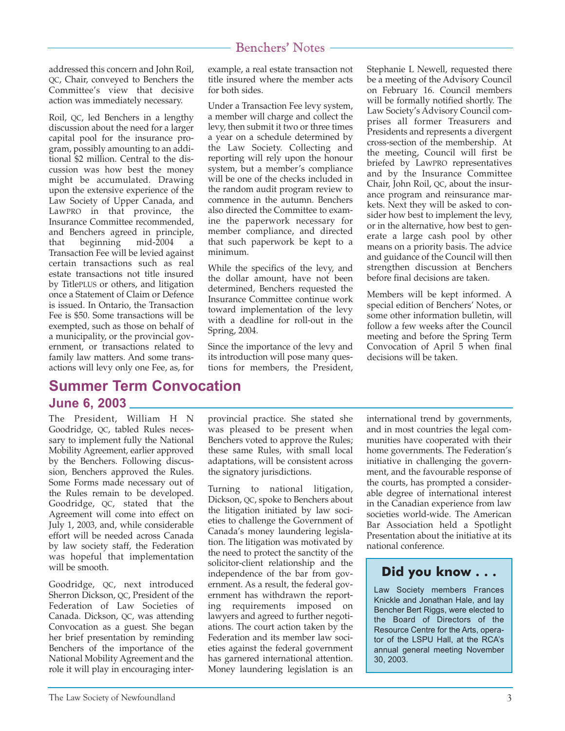addressed this concern and John Roil, QC, Chair, conveyed to Benchers the Committee's view that decisive action was immediately necessary.

Roil, QC, led Benchers in a lengthy discussion about the need for a larger capital pool for the insurance program, possibly amounting to an additional $2 million. Central to the discussion was how best the money might be accumulated. Drawing upon the extensive experience of the Law Society of Upper Canada, and LawPRO in that province, the Insurance Committee recommended, and Benchers agreed in principle, that beginning mid-2004 a Transaction Fee will be levied against certain transactions such as real estate transactions not title insured by TitlePLUS or others, and litigation once a Statement of Claim or Defence is issued. In Ontario, the Transaction Fee is $50. Some transactions will be exempted, such as those on behalf of a municipality, or the provincial government, or transactions related to family law matters. And some transactions will levy only one Fee, as, for example, a real estate transaction not title insured where the member acts for both sides.

Under a Transaction Fee levy system, a member will charge and collect the levy, then submit it two or three times a year on a schedule determined by the Law Society. Collecting and reporting will rely upon the honour system, but a member's compliance will be one of the checks included in the random audit program review to commence in the autumn. Benchers also directed the Committee to examine the paperwork necessary for member compliance, and directed that such paperwork be kept to a minimum.

While the specifics of the levy, and the dollar amount, have not been determined, Benchers requested the Insurance Committee continue work toward implementation of the levy with a deadline for roll-out in the Spring, 2004.

Since the importance of the levy and its introduction will pose many questions for members, the President, Stephanie L Newell, requested there be a meeting of the Advisory Council on February 16. Council members will be formally notified shortly. The Law Society's Advisory Council comprises all former Treasurers and Presidents and represents a divergent cross-section of the membership. At the meeting, Council will first be briefed by LawPRO representatives and by the Insurance Committee Chair, John Roil, QC, about the insurance program and reinsurance markets. Next they will be asked to consider how best to implement the levy, or in the alternative, how best to generate a large cash pool by other means on a priority basis. The advice and guidance of the Council will then strengthen discussion at Benchers before final decisions are taken.

Members will be kept informed. A special edition of Benchers' Notes, or some other information bulletin, will follow a few weeks after the Council meeting and before the Spring Term Convocation of April 5 when final decisions will be taken.

## Summer Term Convocation

### June 6, 2003

The President, William H N Goodridge, QC, tabled Rules necessary to implement fully the National Mobility Agreement, earlier approved by the Benchers. Following discussion, Benchers approved the Rules. Some Forms made necessary out of the Rules remain to be developed. Goodridge, QC, stated that the Agreement will come into effect on July 1, 2003, and, while considerable effort will be needed across Canada by law society staff, the Federation was hopeful that implementation will be smooth.

Goodridge, QC, next introduced Sherron Dickson, QC, President of the Federation of Law Societies of Canada. Dickson, QC, was attending Convocation as a guest. She began her brief presentation by reminding Benchers of the importance of the National Mobility Agreement and the role it will play in encouraging interprovincial practice. She stated she was pleased to be present when Benchers voted to approve the Rules; these same Rules, with small local adaptations, will be consistent across the signatory jurisdictions.

Turning to national litigation, Dickson, QC, spoke to Benchers about the litigation initiated by law societies to challenge the Government of Canada's money laundering legislation. The litigation was motivated by the need to protect the sanctity of the solicitor-client relationship and the independence of the bar from government. As a result, the federal government has withdrawn the reporting requirements imposed on lawyers and agreed to further negotiations. The court action taken by the Federation and its member law societies against the federal government has garnered international attention. Money laundering legislation is an international trend by governments, and in most countries the legal communities have cooperated with their home governments. The Federation's initiative in challenging the government, and the favourable response of the courts, has prompted a considerable degree of international interest in the Canadian experience from law societies world-wide. The American Bar Association held a Spotlight Presentation about the initiative at its national conference.

**Did you know . . .**

Law Society members Frances Knickle and Jonathan Hale, and lay Bencher Bert Riggs, were elected to the Board of Directors of the Resource Centre for the Arts, operator of the LSPU Hall, at the RCA's annual general meeting November 30, 2003.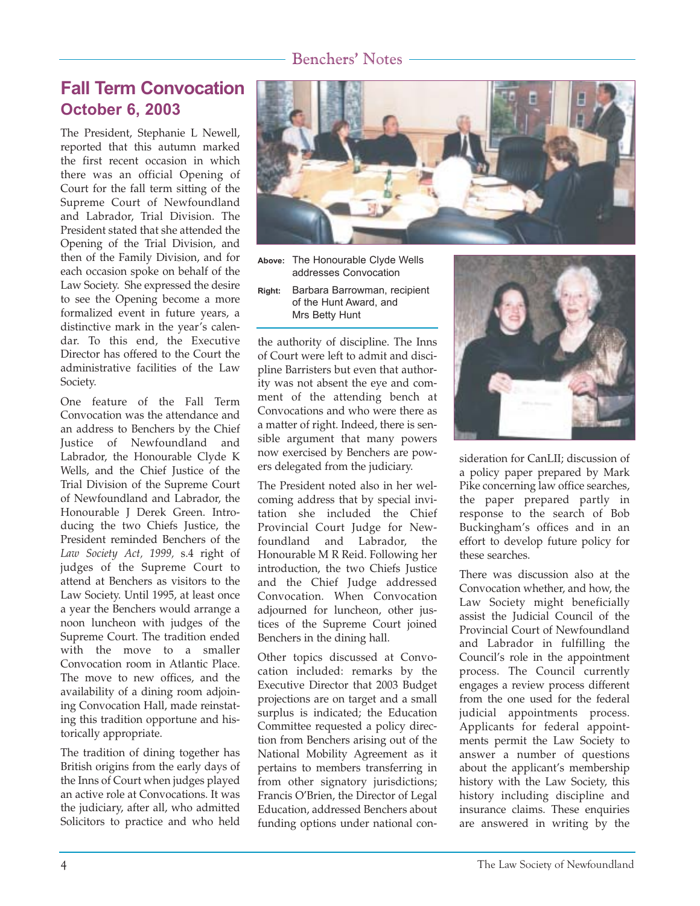## Fall Term Convocation
### October 6, 2003

The President, Stephanie L Newell, reported that this autumn marked the first recent occasion in which there was an official Opening of Court for the fall term sitting of the Supreme Court of Newfoundland and Labrador, Trial Division. The President stated that she attended the Opening of the Trial Division, and then of the Family Division, and for each occasion spoke on behalf of the Law Society. She expressed the desire to see the Opening become a more formalized event in future years, a distinctive mark in the year's calendar. To this end, the Executive Director has offered to the Court the administrative facilities of the Law Society.

One feature of the Fall Term Convocation was the attendance and an address to Benchers by the Chief Justice of Newfoundland and Labrador, the Honourable Clyde K Wells, and the Chief Justice of the Trial Division of the Supreme Court of Newfoundland and Labrador, the Honourable J Derek Green. Introducing the two Chiefs Justice, the President reminded Benchers of the *Law Society Act, 1999,* s.4 right of judges of the Supreme Court to attend at Benchers as visitors to the Law Society. Until 1995, at least once a year the Benchers would arrange a noon luncheon with judges of the Supreme Court. The tradition ended with the move to a smaller Convocation room in Atlantic Place. The move to new offices, and the availability of a dining room adjoining Convocation Hall, made reinstating this tradition opportune and historically appropriate.

The tradition of dining together has British origins from the early days of the Inns of Court when judges played an active role at Convocations. It was the judiciary, after all, who admitted Solicitors to practice and who held the authority of discipline. The Inns of Court were left to admit and discipline Barristers but even that authority was not absent the eye and comment of the attending bench at Convocations and who were there as a matter of right. Indeed, there is sensible argument that many powers now exercised by Benchers are powers delegated from the judiciary.

**Above:** The Honourable Clyde Wells addresses Convocation

**Right:** Barbara Barrowman, recipient of the Hunt Award, and Mrs Betty Hunt

The President noted also in her welcoming address that by special invitation she included the Chief Provincial Court Judge for Newfoundland and Labrador, the Honourable M R Reid. Following her introduction, the two Chiefs Justice and the Chief Judge addressed Convocation. When Convocation adjourned for luncheon, other justices of the Supreme Court joined Benchers in the dining hall.

Other topics discussed at Convocation included: remarks by the Executive Director that 2003 Budget projections are on target and a small surplus is indicated; the Education Committee requested a policy direction from Benchers arising out of the National Mobility Agreement as it pertains to members transferring in from other signatory jurisdictions; Francis O'Brien, the Director of Legal Education, addressed Benchers about funding options under national consideration for CanLII; discussion of a policy paper prepared by Mark Pike concerning law office searches, the paper prepared partly in response to the search of Bob Buckingham's offices and in an effort to develop future policy for these searches.

There was discussion also at the Convocation whether, and how, the Law Society might beneficially assist the Judicial Council of the Provincial Court of Newfoundland and Labrador in fulfilling the Council's role in the appointment process. The Council currently engages a review process different from the one used for the federal judicial appointments process. Applicants for federal appointments permit the Law Society to answer a number of questions about the applicant's membership history with the Law Society, this history including discipline and insurance claims. These enquiries are answered in writing by the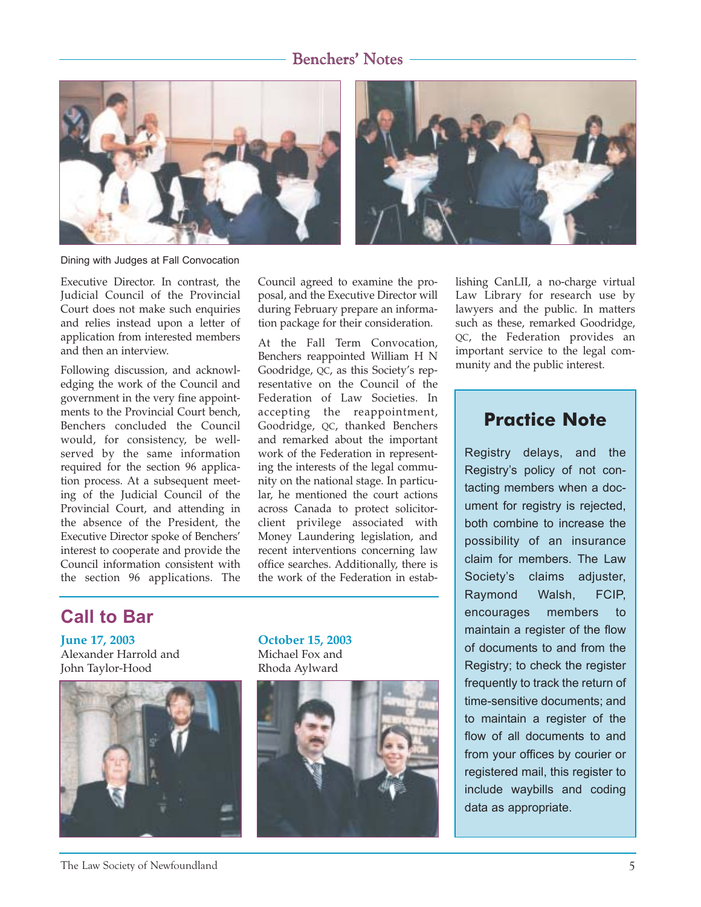Dining with Judges at Fall Convocation

Executive Director. In contrast, the Judicial Council of the Provincial Court does not make such enquiries and relies instead upon a letter of application from interested members and then an interview.

Following discussion, and acknowledging the work of the Council and government in the very fine appointments to the Provincial Court bench, Benchers concluded the Council would, for consistency, be well-served by the same information required for the section 96 application process. At a subsequent meeting of the Judicial Council of the Provincial Court, and attending in the absence of the President, the Executive Director spoke of Benchers' interest to cooperate and provide the Council information consistent with the section 96 applications. The Council agreed to examine the proposal, and the Executive Director will during February prepare an information package for their consideration.

At the Fall Term Convocation, Benchers reappointed William H N Goodridge, QC, as this Society's representative on the Council of the Federation of Law Societies. In accepting the reappointment, Goodridge, QC, thanked Benchers and remarked about the important work of the Federation in representing the interests of the legal community on the national stage. In particular, he mentioned the court actions across Canada to protect solicitor-client privilege associated with Money Laundering legislation, and recent interventions concerning law office searches. Additionally, there is the work of the Federation in establishing CanLII, a no-charge virtual Law Library for research use by lawyers and the public. In matters such as these, remarked Goodridge, QC, the Federation provides an important service to the legal community and the public interest.

## Call to Bar

**June 17, 2003**
Alexander Harrold and
John Taylor-Hood

**October 15, 2003**
Michael Fox and
Rhoda Aylward

## Practice Note

Registry delays, and the Registry's policy of not contacting members when a document for registry is rejected, both combine to increase the possibility of an insurance claim for members. The Law Society's claims adjuster, Raymond Walsh, FCIP, encourages members to maintain a register of the flow of documents to and from the Registry; to check the register frequently to track the return of time-sensitive documents; and to maintain a register of the flow of all documents to and from your offices by courier or registered mail, this register to include waybills and coding data as appropriate.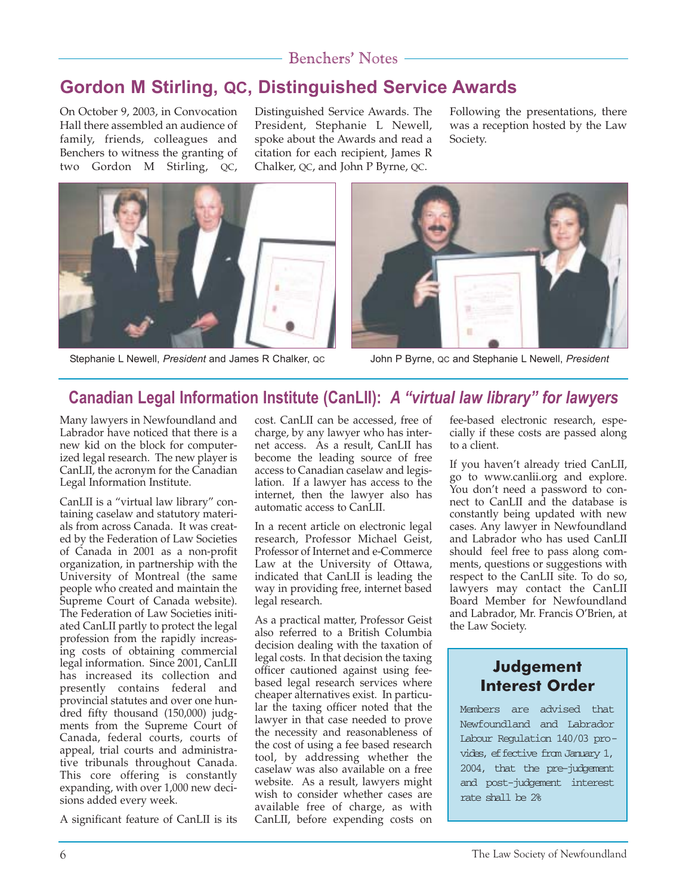## Gordon M Stirling, QC, Distinguished Service Awards

On October 9, 2003, in Convocation Hall there assembled an audience of family, friends, colleagues and Benchers to witness the granting of two Gordon M Stirling, QC, Distinguished Service Awards. The President, Stephanie L Newell, spoke about the Awards and read a citation for each recipient, James R Chalker, QC, and John P Byrne, QC.

Following the presentations, there was a reception hosted by the Law Society.

Stephanie L Newell, *President* and James R Chalker, QC

John P Byrne, QC and Stephanie L Newell, *President*

## Canadian Legal Information Institute (CanLII): *A "virtual law library" for lawyers*

Many lawyers in Newfoundland and Labrador have noticed that there is a new kid on the block for computerized legal research. The new player is CanLII, the acronym for the Canadian Legal Information Institute.

CanLII is a "virtual law library" containing caselaw and statutory materials from across Canada. It was created by the Federation of Law Societies of Canada in 2001 as a non-profit organization, in partnership with the University of Montreal (the same people who created and maintain the Supreme Court of Canada website). The Federation of Law Societies initiated CanLII partly to protect the legal profession from the rapidly increasing costs of obtaining commercial legal information. Since 2001, CanLII has increased its collection and presently contains federal and provincial statutes and over one hundred fifty thousand (150,000) judgments from the Supreme Court of Canada, federal courts, courts of appeal, trial courts and administrative tribunals throughout Canada. This core offering is constantly expanding, with over 1,000 new decisions added every week.

A significant feature of CanLII is its cost. CanLII can be accessed, free of charge, by any lawyer who has internet access. As a result, CanLII has become the leading source of free access to Canadian caselaw and legislation. If a lawyer has access to the internet, then the lawyer also has automatic access to CanLII.

In a recent article on electronic legal research, Professor Michael Geist, Professor of Internet and e-Commerce Law at the University of Ottawa, indicated that CanLII is leading the way in providing free, internet based legal research.

As a practical matter, Professor Geist also referred to a British Columbia decision dealing with the taxation of legal costs. In that decision the taxing officer cautioned against using fee-based legal research services where cheaper alternatives exist. In particular the taxing officer noted that the lawyer in that case needed to prove the necessity and reasonableness of the cost of using a fee based research tool, by addressing whether the caselaw was also available on a free website. As a result, lawyers might wish to consider whether cases are available free of charge, as with CanLII, before expending costs on fee-based electronic research, especially if these costs are passed along to a client.

If you haven't already tried CanLII, go to www.canlii.org and explore. You don't need a password to connect to CanLII and the database is constantly being updated with new cases. Any lawyer in Newfoundland and Labrador who has used CanLII should feel free to pass along comments, questions or suggestions with respect to the CanLII site. To do so, lawyers may contact the CanLII Board Member for Newfoundland and Labrador, Mr. Francis O'Brien, at the Law Society.

### Judgement Interest Order

Members are advised that Newfoundland and Labrador Labour Regulation 140/03 provides, effective from January 1, 2004, that the pre-judgement and post-judgement interest rate shall be 2%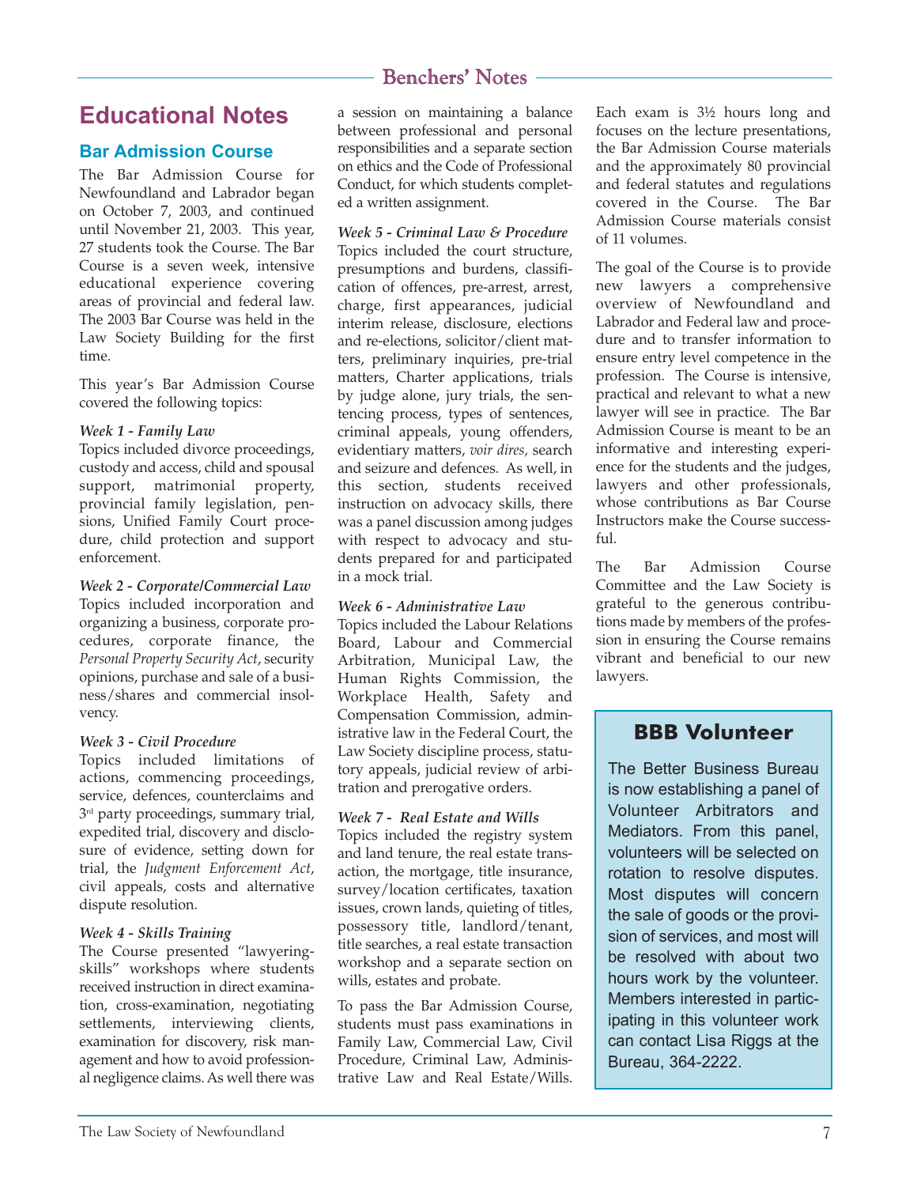# Educational Notes

## Bar Admission Course

The Bar Admission Course for Newfoundland and Labrador began on October 7, 2003, and continued until November 21, 2003. This year, 27 students took the Course. The Bar Course is a seven week, intensive educational experience covering areas of provincial and federal law. The 2003 Bar Course was held in the Law Society Building for the first time.

This year's Bar Admission Course covered the following topics:

***Week 1 - Family Law***
Topics included divorce proceedings, custody and access, child and spousal support, matrimonial property, provincial family legislation, pensions, Unified Family Court procedure, child protection and support enforcement.

***Week 2 - Corporate/Commercial Law***
Topics included incorporation and organizing a business, corporate procedures, corporate finance, the *Personal Property Security Act*, security opinions, purchase and sale of a business/shares and commercial insolvency.

***Week 3 - Civil Procedure***
Topics included limitations of actions, commencing proceedings, service, defences, counterclaims and 3rd party proceedings, summary trial, expedited trial, discovery and disclosure of evidence, setting down for trial, the *Judgment Enforcement Act*, civil appeals, costs and alternative dispute resolution.

***Week 4 - Skills Training***
The Course presented "lawyering-skills" workshops where students received instruction in direct examination, cross-examination, negotiating settlements, interviewing clients, examination for discovery, risk management and how to avoid professional negligence claims. As well there was a session on maintaining a balance between professional and personal responsibilities and a separate section on ethics and the Code of Professional Conduct, for which students completed a written assignment.

***Week 5 - Criminal Law & Procedure***
Topics included the court structure, presumptions and burdens, classification of offences, pre-arrest, arrest, charge, first appearances, judicial interim release, disclosure, elections and re-elections, solicitor/client matters, preliminary inquiries, pre-trial matters, Charter applications, trials by judge alone, jury trials, the sentencing process, types of sentences, criminal appeals, young offenders, evidentiary matters, *voir dires,* search and seizure and defences. As well, in this section, students received instruction on advocacy skills, there was a panel discussion among judges with respect to advocacy and students prepared for and participated in a mock trial.

***Week 6 - Administrative Law***
Topics included the Labour Relations Board, Labour and Commercial Arbitration, Municipal Law, the Human Rights Commission, the Workplace Health, Safety and Compensation Commission, administrative law in the Federal Court, the Law Society discipline process, statutory appeals, judicial review of arbitration and prerogative orders.

***Week 7 - Real Estate and Wills***
Topics included the registry system and land tenure, the real estate transaction, the mortgage, title insurance, survey/location certificates, taxation issues, crown lands, quieting of titles, possessory title, landlord/tenant, title searches, a real estate transaction workshop and a separate section on wills, estates and probate.

To pass the Bar Admission Course, students must pass examinations in Family Law, Commercial Law, Civil Procedure, Criminal Law, Administrative Law and Real Estate/Wills. Each exam is 3½ hours long and focuses on the lecture presentations, the Bar Admission Course materials and the approximately 80 provincial and federal statutes and regulations covered in the Course. The Bar Admission Course materials consist of 11 volumes.

The goal of the Course is to provide new lawyers a comprehensive overview of Newfoundland and Labrador and Federal law and procedure and to transfer information to ensure entry level competence in the profession. The Course is intensive, practical and relevant to what a new lawyer will see in practice. The Bar Admission Course is meant to be an informative and interesting experience for the students and the judges, lawyers and other professionals, whose contributions as Bar Course Instructors make the Course successful.

The Bar Admission Course Committee and the Law Society is grateful to the generous contributions made by members of the profession in ensuring the Course remains vibrant and beneficial to our new lawyers.

## BBB Volunteer

The Better Business Bureau is now establishing a panel of Volunteer Arbitrators and Mediators. From this panel, volunteers will be selected on rotation to resolve disputes. Most disputes will concern the sale of goods or the provision of services, and most will be resolved with about two hours work by the volunteer. Members interested in participating in this volunteer work can contact Lisa Riggs at the Bureau, 364-2222.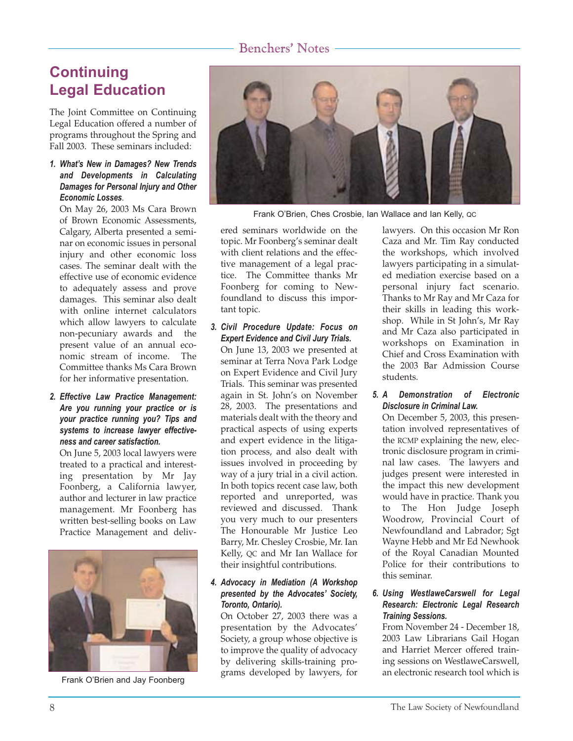## Continuing Legal Education

The Joint Committee on Continuing Legal Education offered a number of programs throughout the Spring and Fall 2003. These seminars included:

1. ***What's New in Damages? New Trends and Developments in Calculating Damages for Personal Injury and Other Economic Losses*.**

   On May 26, 2003 Ms Cara Brown of Brown Economic Assessments, Calgary, Alberta presented a seminar on economic issues in personal injury and other economic loss cases. The seminar dealt with the effective use of economic evidence to adequately assess and prove damages. This seminar also dealt with online internet calculators which allow lawyers to calculate non-pecuniary awards and the present value of an annual economic stream of income. The Committee thanks Ms Cara Brown for her informative presentation.

2. ***Effective Law Practice Management: Are you running your practice or is your practice running you? Tips and systems to increase lawyer effectiveness and career satisfaction.***

   On June 5, 2003 local lawyers were treated to a practical and interesting presentation by Mr Jay Foonberg, a California lawyer, author and lecturer in law practice management. Mr Foonberg has written best-selling books on Law Practice Management and delivered seminars worldwide on the topic. Mr Foonberg's seminar dealt with client relations and the effective management of a legal practice. The Committee thanks Mr Foonberg for coming to Newfoundland to discuss this important topic.

Frank O'Brien and Jay Foonberg

Frank O'Brien, Ches Crosbie, Ian Wallace and Ian Kelly, QC

3. ***Civil Procedure Update: Focus on Expert Evidence and Civil Jury Trials.***

   On June 13, 2003 we presented at seminar at Terra Nova Park Lodge on Expert Evidence and Civil Jury Trials. This seminar was presented again in St. John's on November 28, 2003. The presentations and materials dealt with the theory and practical aspects of using experts and expert evidence in the litigation process, and also dealt with issues involved in proceeding by way of a jury trial in a civil action. In both topics recent case law, both reported and unreported, was reviewed and discussed. Thank you very much to our presenters The Honourable Mr Justice Leo Barry, Mr. Chesley Crosbie, Mr. Ian Kelly, QC and Mr Ian Wallace for their insightful contributions.

4. ***Advocacy in Mediation (A Workshop presented by the Advocates' Society, Toronto, Ontario).***

   On October 27, 2003 there was a presentation by the Advocates' Society, a group whose objective is to improve the quality of advocacy by delivering skills-training programs developed by lawyers, for lawyers. On this occasion Mr Ron Caza and Mr. Tim Ray conducted the workshops, which involved lawyers participating in a simulated mediation exercise based on a personal injury fact scenario. Thanks to Mr Ray and Mr Caza for their skills in leading this workshop. While in St John's, Mr Ray and Mr Caza also participated in workshops on Examination in Chief and Cross Examination with the 2003 Bar Admission Course students.

5. ***A Demonstration of Electronic Disclosure in Criminal Law.***

   On December 5, 2003, this presentation involved representatives of the RCMP explaining the new, electronic disclosure program in criminal law cases. The lawyers and judges present were interested in the impact this new development would have in practice. Thank you to The Hon Judge Joseph Woodrow, Provincial Court of Newfoundland and Labrador; Sgt Wayne Hebb and Mr Ed Newhook of the Royal Canadian Mounted Police for their contributions to this seminar.

6. ***Using WestlaweCarswell for Legal Research: Electronic Legal Research Training Sessions.***

   From November 24 - December 18, 2003 Law Librarians Gail Hogan and Harriet Mercer offered training sessions on WestlaweCarswell, an electronic research tool which is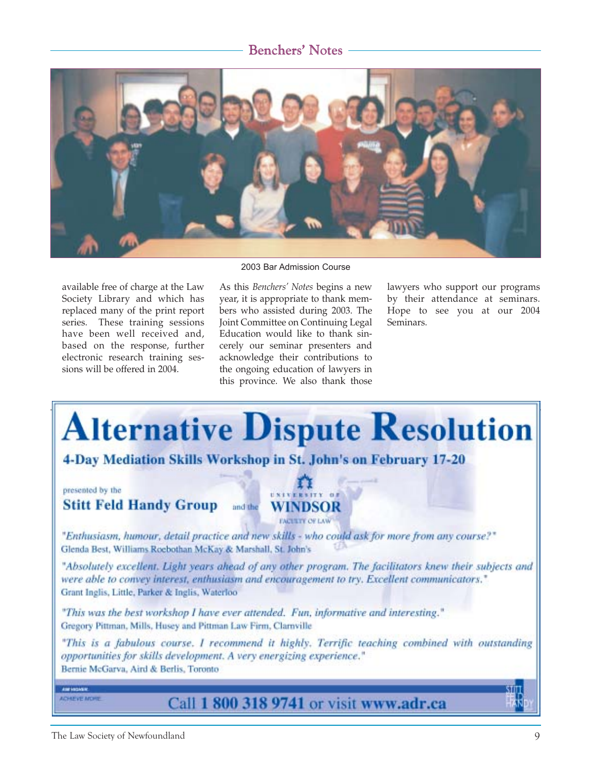2003 Bar Admission Course

available free of charge at the Law Society Library and which has replaced many of the print report series. These training sessions have been well received and, based on the response, further electronic research training sessions will be offered in 2004.

As this *Benchers' Notes* begins a new year, it is appropriate to thank members who assisted during 2003. The Joint Committee on Continuing Legal Education would like to thank sincerely our seminar presenters and acknowledge their contributions to the ongoing education of lawyers in this province. We also thank those lawyers who support our programs by their attendance at seminars. Hope to see you at our 2004 Seminars.

# Alternative Dispute Resolution

**4-Day Mediation Skills Workshop in St. John's on February 17-20**

presented by the **Stitt Feld Handy Group** and the **University of Windsor** Faculty of Law

*"Enthusiasm, humour, detail practice and new skills - who could ask for more from any course?"*
Glenda Best, Williams Roebothan McKay & Marshall, St. John's

*"Absolutely excellent. Light years ahead of any other program. The facilitators knew their subjects and were able to convey interest, enthusiasm and encouragement to try. Excellent communicators."*
Grant Inglis, Little, Parker & Inglis, Waterloo

*"This was the best workshop I have ever attended. Fun, informative and interesting."*
Gregory Pittman, Mills, Husey and Pittman Law Firm, Clarnville

*"This is a fabulous course. I recommend it highly. Terrific teaching combined with outstanding opportunities for skills development. A very energizing experience."*
Bernie McGarva, Aird & Berlis, Toronto

Aim Higher. Achieve More.

Call **1 800 318 9741** or visit **www.adr.ca**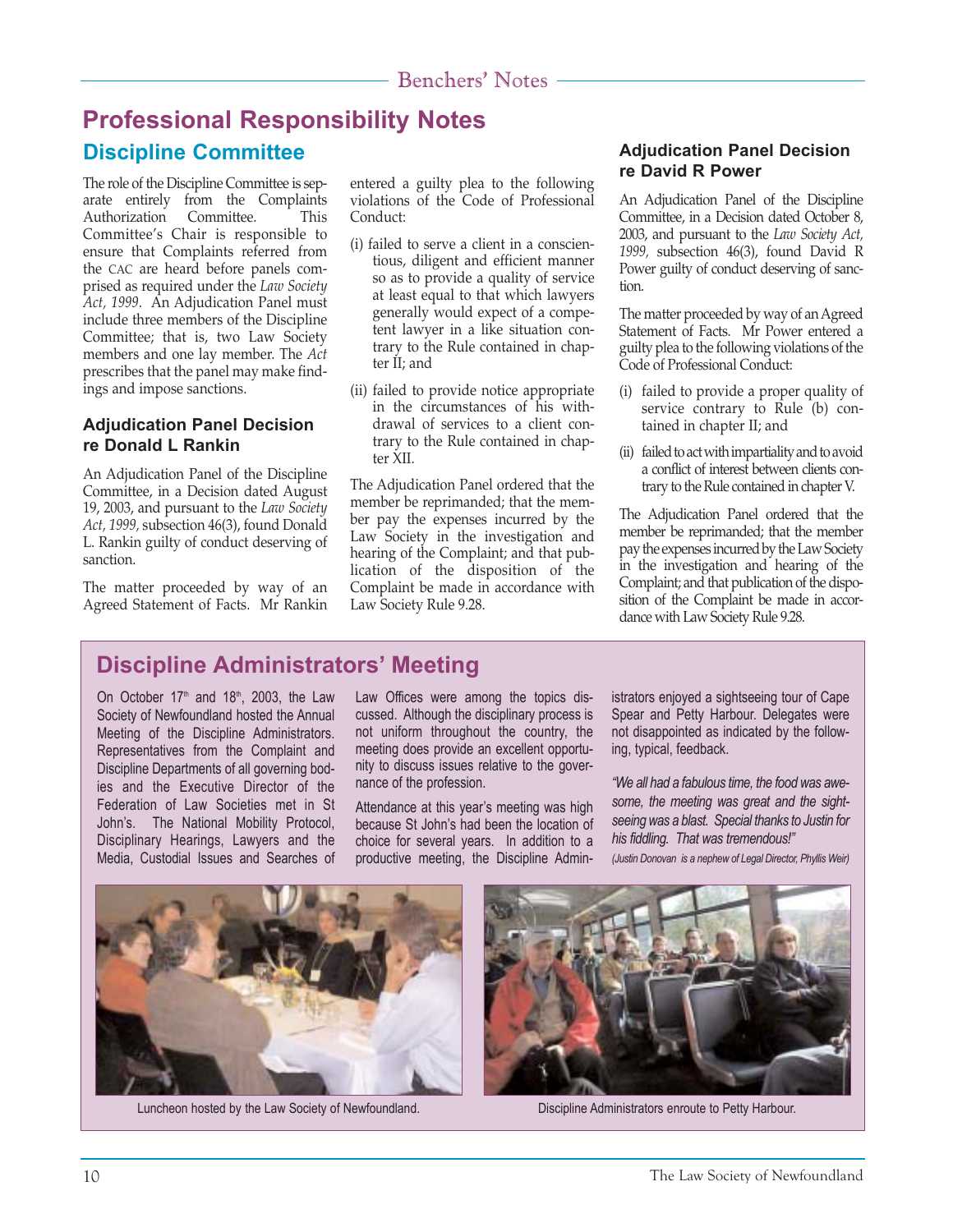# Professional Responsibility Notes

## Discipline Committee

The role of the Discipline Committee is separate entirely from the Complaints Authorization Committee. This Committee's Chair is responsible to ensure that Complaints referred from the CAC are heard before panels comprised as required under the *Law Society Act, 1999*. An Adjudication Panel must include three members of the Discipline Committee; that is, two Law Society members and one lay member. The *Act* prescribes that the panel may make findings and impose sanctions.

### Adjudication Panel Decision re Donald L Rankin

An Adjudication Panel of the Discipline Committee, in a Decision dated August 19, 2003, and pursuant to the *Law Society Act, 1999,* subsection 46(3), found Donald L. Rankin guilty of conduct deserving of sanction.

The matter proceeded by way of an Agreed Statement of Facts. Mr Rankin entered a guilty plea to the following violations of the Code of Professional Conduct:

(i) failed to serve a client in a conscientious, diligent and efficient manner so as to provide a quality of service at least equal to that which lawyers generally would expect of a competent lawyer in a like situation contrary to the Rule contained in chapter II; and

(ii) failed to provide notice appropriate in the circumstances of his withdrawal of services to a client contrary to the Rule contained in chapter XII.

The Adjudication Panel ordered that the member be reprimanded; that the member pay the expenses incurred by the Law Society in the investigation and hearing of the Complaint; and that publication of the disposition of the Complaint be made in accordance with Law Society Rule 9.28.

### Adjudication Panel Decision re David R Power

An Adjudication Panel of the Discipline Committee, in a Decision dated October 8, 2003, and pursuant to the *Law Society Act, 1999,* subsection 46(3), found David R Power guilty of conduct deserving of sanction.

The matter proceeded by way of an Agreed Statement of Facts. Mr Power entered a guilty plea to the following violations of the Code of Professional Conduct:

(i) failed to provide a proper quality of service contrary to Rule (b) contained in chapter II; and

(ii) failed to act with impartiality and to avoid a conflict of interest between clients contrary to the Rule contained in chapter V.

The Adjudication Panel ordered that the member be reprimanded; that the member pay the expenses incurred by the Law Society in the investigation and hearing of the Complaint; and that publication of the disposition of the Complaint be made in accordance with Law Society Rule 9.28.

## Discipline Administrators' Meeting

On October 17th and 18th, 2003, the Law Society of Newfoundland hosted the Annual Meeting of the Discipline Administrators. Representatives from the Complaint and Discipline Departments of all governing bodies and the Executive Director of the Federation of Law Societies met in St John's. The National Mobility Protocol, Disciplinary Hearings, Lawyers and the Media, Custodial Issues and Searches of Law Offices were among the topics discussed. Although the disciplinary process is not uniform throughout the country, the meeting does provide an excellent opportunity to discuss issues relative to the governance of the profession.

Attendance at this year's meeting was high because St John's had been the location of choice for several years. In addition to a productive meeting, the Discipline Administrators enjoyed a sightseeing tour of Cape Spear and Petty Harbour. Delegates were not disappointed as indicated by the following, typical, feedback.

*"We all had a fabulous time, the food was awesome, the meeting was great and the sightseeing was a blast. Special thanks to Justin for his fiddling. That was tremendous!"*

*(Justin Donovan is a nephew of Legal Director, Phyllis Weir)*

Luncheon hosted by the Law Society of Newfoundland.

Discipline Administrators enroute to Petty Harbour.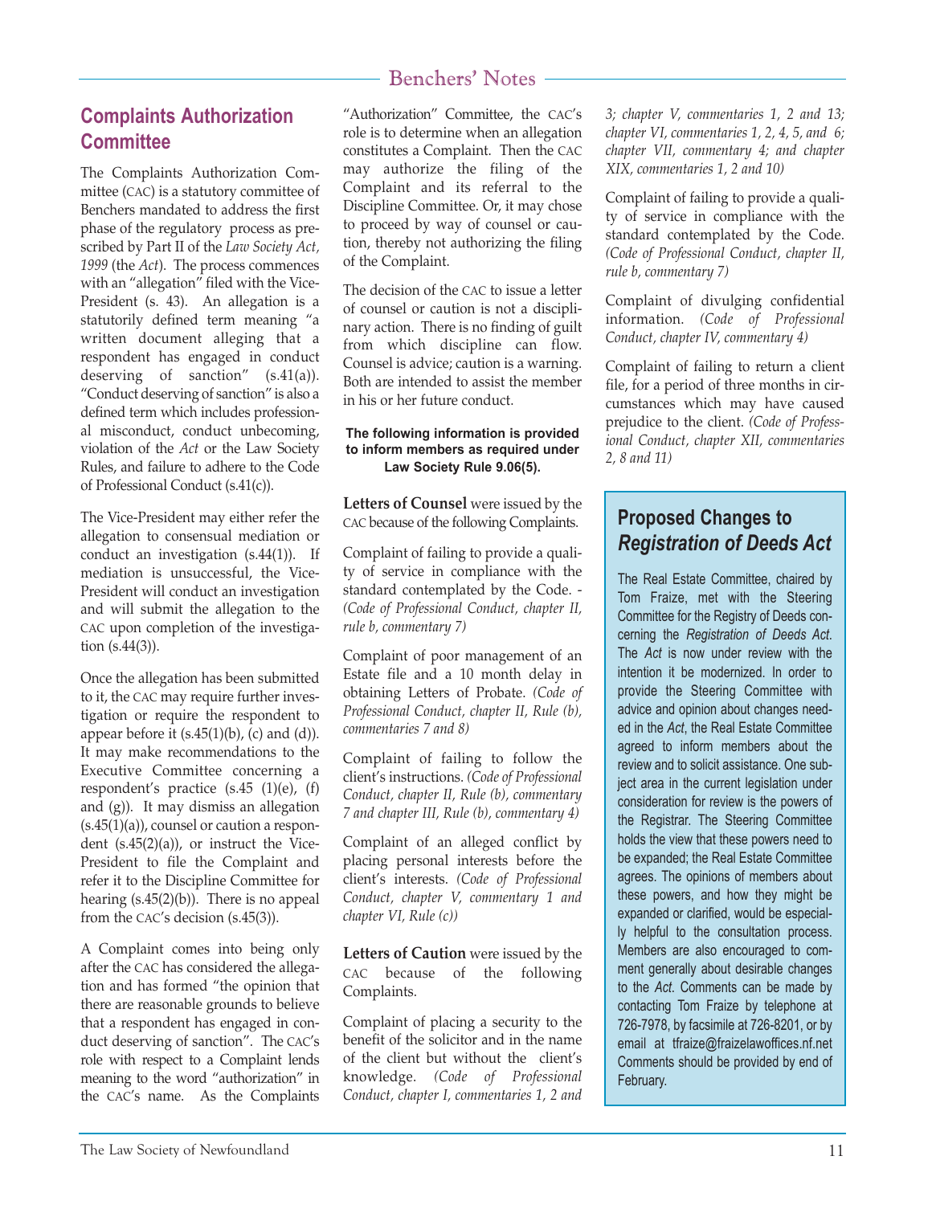## Complaints Authorization Committee

The Complaints Authorization Committee (CAC) is a statutory committee of Benchers mandated to address the first phase of the regulatory process as prescribed by Part II of the *Law Society Act, 1999* (the *Act*). The process commences with an "allegation" filed with the Vice-President (s. 43). An allegation is a statutorily defined term meaning "a written document alleging that a respondent has engaged in conduct deserving of sanction" (s.41(a)). "Conduct deserving of sanction" is also a defined term which includes professional misconduct, conduct unbecoming, violation of the *Act* or the Law Society Rules, and failure to adhere to the Code of Professional Conduct (s.41(c)).

The Vice-President may either refer the allegation to consensual mediation or conduct an investigation (s.44(1)). If mediation is unsuccessful, the Vice-President will conduct an investigation and will submit the allegation to the CAC upon completion of the investigation (s.44(3)).

Once the allegation has been submitted to it, the CAC may require further investigation or require the respondent to appear before it (s.45(1)(b), (c) and (d)). It may make recommendations to the Executive Committee concerning a respondent's practice (s.45 (1)(e), (f) and (g)). It may dismiss an allegation (s.45(1)(a)), counsel or caution a respondent (s.45(2)(a)), or instruct the Vice-President to file the Complaint and refer it to the Discipline Committee for hearing (s.45(2)(b)). There is no appeal from the CAC's decision (s.45(3)).

A Complaint comes into being only after the CAC has considered the allegation and has formed "the opinion that there are reasonable grounds to believe that a respondent has engaged in conduct deserving of sanction". The CAC's role with respect to a Complaint lends meaning to the word "authorization" in the CAC's name. As the Complaints "Authorization" Committee, the CAC's role is to determine when an allegation constitutes a Complaint. Then the CAC may authorize the filing of the Complaint and its referral to the Discipline Committee. Or, it may chose to proceed by way of counsel or caution, thereby not authorizing the filing of the Complaint.

The decision of the CAC to issue a letter of counsel or caution is not a disciplinary action. There is no finding of guilt from which discipline can flow. Counsel is advice; caution is a warning. Both are intended to assist the member in his or her future conduct.

**The following information is provided to inform members as required under Law Society Rule 9.06(5).**

**Letters of Counsel** were issued by the CAC because of the following Complaints.

Complaint of failing to provide a quality of service in compliance with the standard contemplated by the Code. - *(Code of Professional Conduct, chapter II, rule b, commentary 7)*

Complaint of poor management of an Estate file and a 10 month delay in obtaining Letters of Probate. *(Code of Professional Conduct, chapter II, Rule (b), commentaries 7 and 8)*

Complaint of failing to follow the client's instructions. *(Code of Professional Conduct, chapter II, Rule (b), commentary 7 and chapter III, Rule (b), commentary 4)*

Complaint of an alleged conflict by placing personal interests before the client's interests. *(Code of Professional Conduct, chapter V, commentary 1 and chapter VI, Rule (c))*

**Letters of Caution** were issued by the CAC because of the following Complaints.

Complaint of placing a security to the benefit of the solicitor and in the name of the client but without the client's knowledge. *(Code of Professional Conduct, chapter I, commentaries 1, 2 and 3; chapter V, commentaries 1, 2 and 13; chapter VI, commentaries 1, 2, 4, 5, and 6; chapter VII, commentary 4; and chapter XIX, commentaries 1, 2 and 10)*

Complaint of failing to provide a quality of service in compliance with the standard contemplated by the Code. *(Code of Professional Conduct, chapter II, rule b, commentary 7)*

Complaint of divulging confidential information. *(Code of Professional Conduct, chapter IV, commentary 4)*

Complaint of failing to return a client file, for a period of three months in circumstances which may have caused prejudice to the client. *(Code of Professional Conduct, chapter XII, commentaries 2, 8 and 11)*

## Proposed Changes to *Registration of Deeds Act*

The Real Estate Committee, chaired by Tom Fraize, met with the Steering Committee for the Registry of Deeds concerning the *Registration of Deeds Act*. The *Act* is now under review with the intention it be modernized. In order to provide the Steering Committee with advice and opinion about changes needed in the *Act*, the Real Estate Committee agreed to inform members about the review and to solicit assistance. One subject area in the current legislation under consideration for review is the powers of the Registrar. The Steering Committee holds the view that these powers need to be expanded; the Real Estate Committee agrees. The opinions of members about these powers, and how they might be expanded or clarified, would be especially helpful to the consultation process. Members are also encouraged to comment generally about desirable changes to the *Act*. Comments can be made by contacting Tom Fraize by telephone at 726-7978, by facsimile at 726-8201, or by email at tfraize@fraizelawoffices.nf.net Comments should be provided by end of February.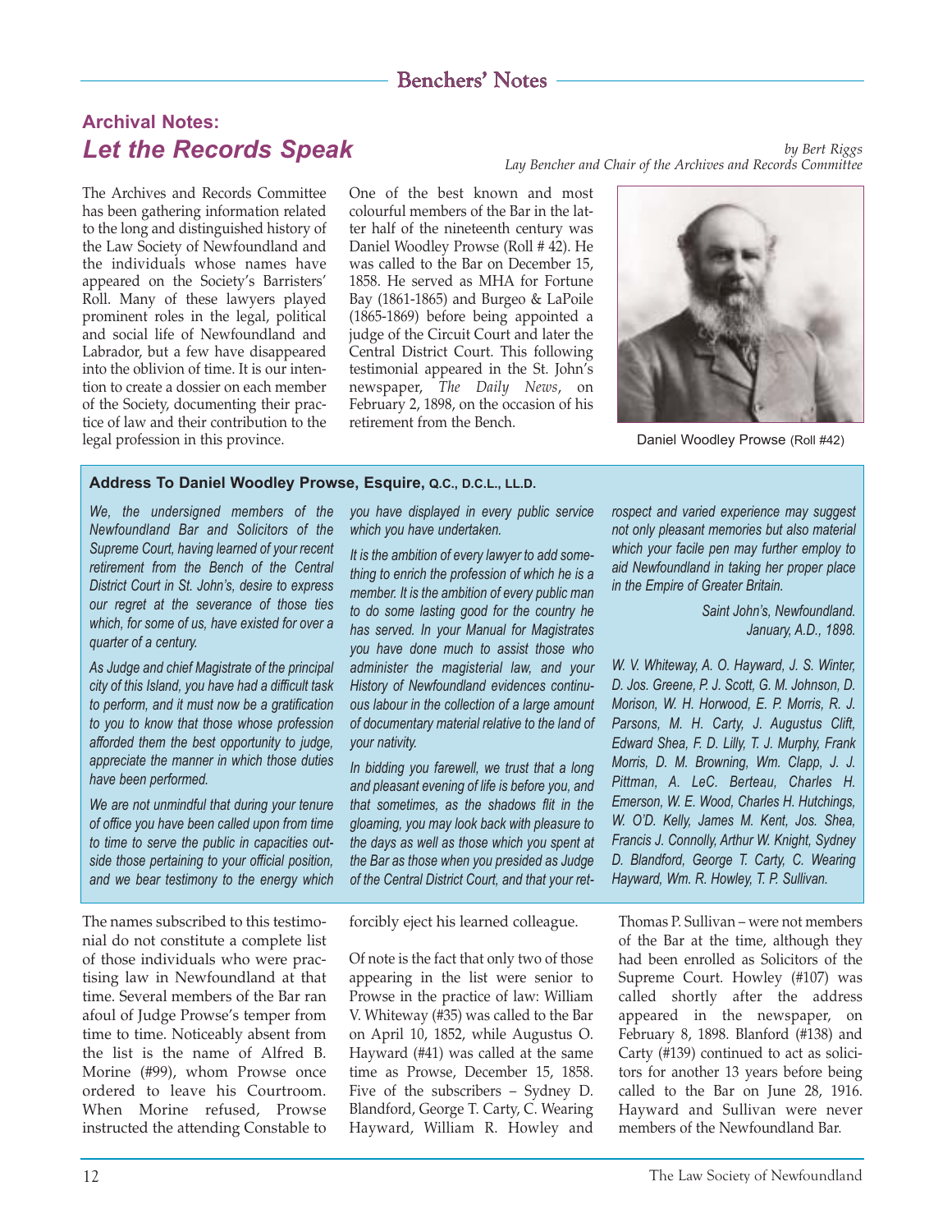## Archival Notes:
# *Let the Records Speak*

*by Bert Riggs*
*Lay Bencher and Chair of the Archives and Records Committee*

The Archives and Records Committee has been gathering information related to the long and distinguished history of the Law Society of Newfoundland and the individuals whose names have appeared on the Society's Barristers' Roll. Many of these lawyers played prominent roles in the legal, political and social life of Newfoundland and Labrador, but a few have disappeared into the oblivion of time. It is our intention to create a dossier on each member of the Society, documenting their practice of law and their contribution to the legal profession in this province.

One of the best known and most colourful members of the Bar in the latter half of the nineteenth century was Daniel Woodley Prowse (Roll # 42). He was called to the Bar on December 15, 1858. He served as MHA for Fortune Bay (1861-1865) and Burgeo & LaPoile (1865-1869) before being appointed a judge of the Circuit Court and later the Central District Court. This following testimonial appeared in the St. John's newspaper, *The Daily News*, on February 2, 1898, on the occasion of his retirement from the Bench.

Daniel Woodley Prowse (Roll #42)

### Address To Daniel Woodley Prowse, Esquire, Q.C., D.C.L., LL.D.

*We, the undersigned members of the Newfoundland Bar and Solicitors of the Supreme Court, having learned of your recent retirement from the Bench of the Central District Court in St. John's, desire to express our regret at the severance of those ties which, for some of us, have existed for over a quarter of a century.*

*As Judge and chief Magistrate of the principal city of this Island, you have had a difficult task to perform, and it must now be a gratification to you to know that those whose profession afforded them the best opportunity to judge, appreciate the manner in which those duties have been performed.*

*We are not unmindful that during your tenure of office you have been called upon from time to time to serve the public in capacities outside those pertaining to your official position, and we bear testimony to the energy which you have displayed in every public service which you have undertaken.*

*It is the ambition of every lawyer to add something to enrich the profession of which he is a member. It is the ambition of every public man to do some lasting good for the country he has served. In your Manual for Magistrates you have done much to assist those who administer the magisterial law, and your History of Newfoundland evidences continuous labour in the collection of a large amount of documentary material relative to the land of your nativity.*

*In bidding you farewell, we trust that a long and pleasant evening of life is before you, and that sometimes, as the shadows flit in the gloaming, you may look back with pleasure to the days as well as those which you spent at the Bar as those when you presided as Judge of the Central District Court, and that your retrospect and varied experience may suggest not only pleasant memories but also material which your facile pen may further employ to aid Newfoundland in taking her proper place in the Empire of Greater Britain.*

*Saint John's, Newfoundland.*
*January, A.D., 1898.*

*W. V. Whiteway, A. O. Hayward, J. S. Winter, D. Jos. Greene, P. J. Scott, G. M. Johnson, D. Morison, W. H. Horwood, E. P. Morris, R. J. Parsons, M. H. Carty, J. Augustus Clift, Edward Shea, F. D. Lilly, T. J. Murphy, Frank Morris, D. M. Browning, Wm. Clapp, J. J. Pittman, A. LeC. Berteau, Charles H. Emerson, W. E. Wood, Charles H. Hutchings, W. O'D. Kelly, James M. Kent, Jos. Shea, Francis J. Connolly, Arthur W. Knight, Sydney D. Blandford, George T. Carty, C. Wearing Hayward, Wm. R. Howley, T. P. Sullivan.*

The names subscribed to this testimonial do not constitute a complete list of those individuals who were practising law in Newfoundland at that time. Several members of the Bar ran afoul of Judge Prowse's temper from time to time. Noticeably absent from the list is the name of Alfred B. Morine (#99), whom Prowse once ordered to leave his Courtroom. When Morine refused, Prowse instructed the attending Constable to forcibly eject his learned colleague.

Of note is the fact that only two of those appearing in the list were senior to Prowse in the practice of law: William V. Whiteway (#35) was called to the Bar on April 10, 1852, while Augustus O. Hayward (#41) was called at the same time as Prowse, December 15, 1858. Five of the subscribers – Sydney D. Blandford, George T. Carty, C. Wearing Hayward, William R. Howley and Thomas P. Sullivan – were not members of the Bar at the time, although they had been enrolled as Solicitors of the Supreme Court. Howley (#107) was called shortly after the address appeared in the newspaper, on February 8, 1898. Blanford (#138) and Carty (#139) continued to act as solicitors for another 13 years before being called to the Bar on June 28, 1916. Hayward and Sullivan were never members of the Newfoundland Bar.